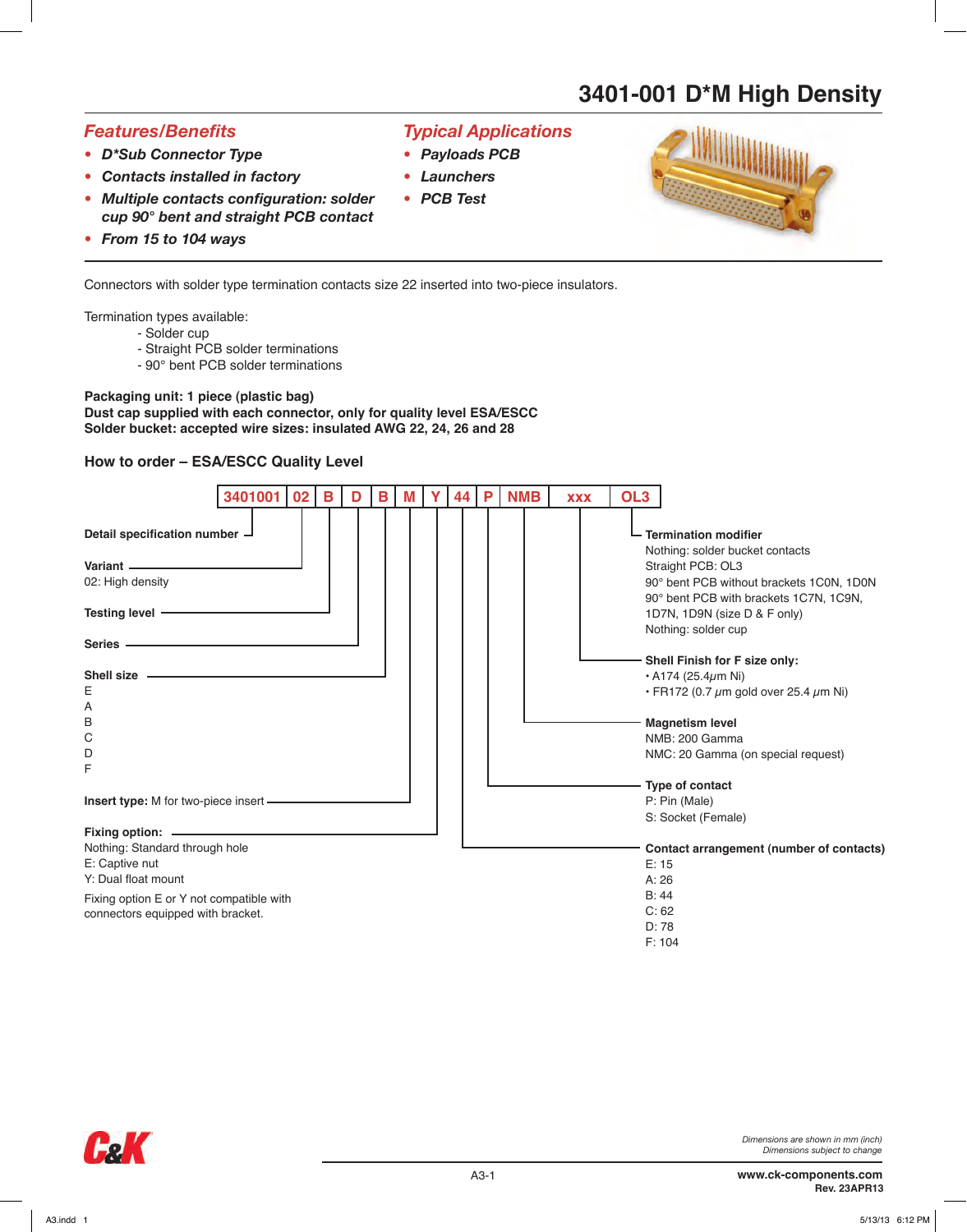# 3401-001 D*M High Density

## *Features/Benefits*

- ***D*Sub Connector Type***
- ***Contacts installed in factory***
- ***Multiple contacts configuration: solder cup 90° bent and straight PCB contact***
- ***From 15 to 104 ways***

## *Typical Applications*

- ***Payloads PCB***
- ***Launchers***
- ***PCB Test***

Connectors with solder type termination contacts size 22 inserted into two-piece insulators.

Termination types available:
- Solder cup
- Straight PCB solder terminations
- 90° bent PCB solder terminations

**Packaging unit: 1 piece (plastic bag)**
**Dust cap supplied with each connector, only for quality level ESA/ESCC**
**Solder bucket: accepted wire sizes: insulated AWG 22, 24, 26 and 28**

### How to order – ESA/ESCC Quality Level

| 3401001 | 02 | B | D | B | M | Y | 44 | P | NMB | xxx | OL3 |
|---|---|---|---|---|---|---|---|---|---|---|---|

**Detail specification number** – 3401001

**Variant**
02: High density

**Testing level**

**Series**

**Shell size**
E
A
B
C
D
F

**Insert type:** M for two-piece insert

**Fixing option:**
Nothing: Standard through hole
E: Captive nut
Y: Dual float mount

Fixing option E or Y not compatible with connectors equipped with bracket.

**Contact arrangement (number of contacts)**
E: 15
A: 26
B: 44
C: 62
D: 78
F: 104

**Type of contact**
P: Pin (Male)
S: Socket (Female)

**Magnetism level**
NMB: 200 Gamma
NMC: 20 Gamma (on special request)

**Shell Finish for F size only:**
- A174 (25.4$\mu$m Ni)
- FR172 (0.7 $\mu$m gold over 25.4 $\mu$m Ni)

**Termination modifier**
Nothing: solder bucket contacts
Straight PCB: OL3
90° bent PCB without brackets 1C0N, 1D0N
90° bent PCB with brackets 1C7N, 1C9N, 1D7N, 1D9N (size D & F only)
Nothing: solder cup

*Dimensions are shown in mm (inch)*
*Dimensions subject to change*

**www.ck-components.com**
**Rev. 23APR13**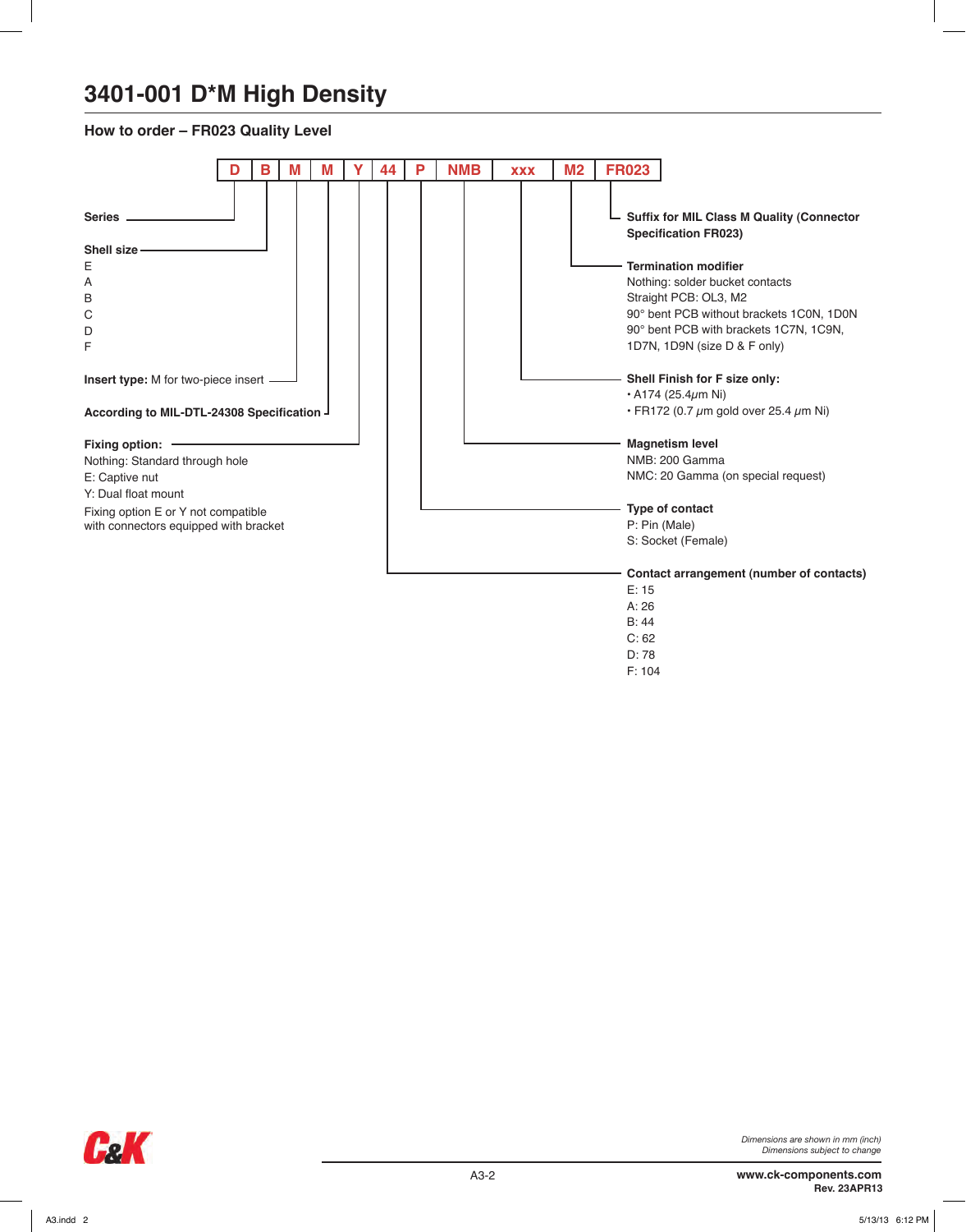# 3401-001 D*M High Density

## How to order – FR023 Quality Level

| D | B | M | M | Y | 44 | P | NMB | xxx | M2 | FR023 |
|---|---|---|---|---|---|---|---|---|---|---|

**Series** — D

**Shell size** — B
- E
- A
- B
- C
- D
- F

**Insert type:** M for two-piece insert

**According to MIL-DTL-24308 Specification** — M

**Fixing option:** — Y
- Nothing: Standard through hole
- E: Captive nut
- Y: Dual float mount

Fixing option E or Y not compatible with connectors equipped with bracket

**Contact arrangement (number of contacts)** — 44
- E: 15
- A: 26
- B: 44
- C: 62
- D: 78
- F: 104

**Type of contact** — P
- P: Pin (Male)
- S: Socket (Female)

**Magnetism level** — NMB
- NMB: 200 Gamma
- NMC: 20 Gamma (on special request)

**Shell Finish for F size only:** — xxx
- A174 (25.4μm Ni)
- FR172 (0.7 μm gold over 25.4 μm Ni)

**Termination modifier** — M2
- Nothing: solder bucket contacts
- Straight PCB: OL3, M2
- 90° bent PCB without brackets 1C0N, 1D0N
- 90° bent PCB with brackets 1C7N, 1C9N, 1D7N, 1D9N (size D & F only)

**Suffix for MIL Class M Quality (Connector Specification FR023)** — FR023

*Dimensions are shown in mm (inch)*
*Dimensions subject to change*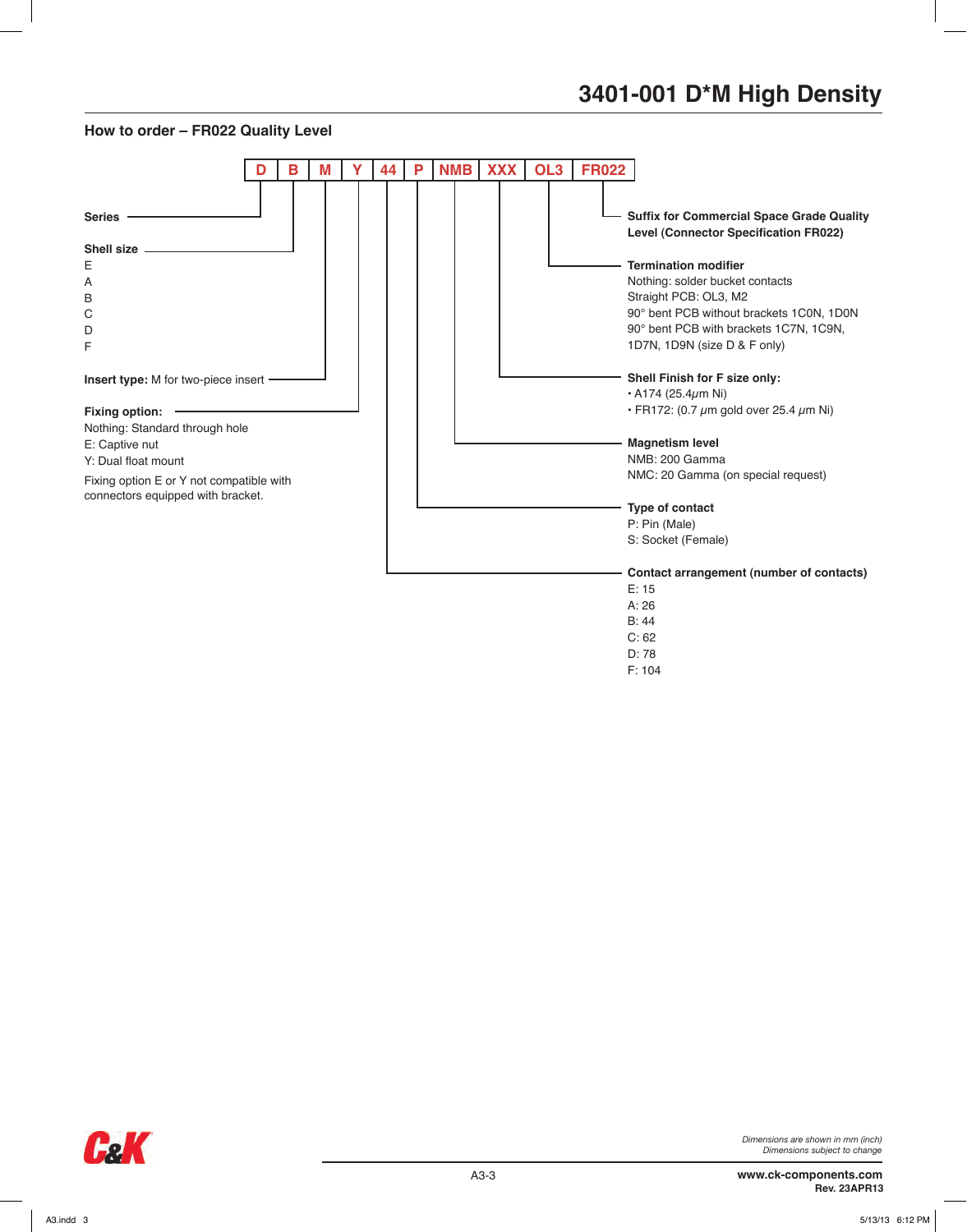# 3401-001 D*M High Density

## How to order – FR022 Quality Level

| D | B | M | Y | 44 | P | NMB | XXX | OL3 | FR022 |
|---|---|---|---|---|---|---|---|---|---|

**Series**

**Shell size**
E
A
B
C
D
F

**Insert type:** M for two-piece insert

**Fixing option:**
Nothing: Standard through hole
E: Captive nut
Y: Dual float mount

Fixing option E or Y not compatible with connectors equipped with bracket.

**Suffix for Commercial Space Grade Quality Level (Connector Specification FR022)**

**Termination modifier**
Nothing: solder bucket contacts
Straight PCB: OL3, M2
90° bent PCB without brackets 1C0N, 1D0N
90° bent PCB with brackets 1C7N, 1C9N, 1D7N, 1D9N (size D & F only)

**Shell Finish for F size only:**
- A174 (25.4μm Ni)
- FR172: (0.7 μm gold over 25.4 μm Ni)

**Magnetism level**
NMB: 200 Gamma
NMC: 20 Gamma (on special request)

**Type of contact**
P: Pin (Male)
S: Socket (Female)

**Contact arrangement (number of contacts)**
E: 15
A: 26
B: 44
C: 62
D: 78
F: 104

*Dimensions are shown in mm (inch)*
*Dimensions subject to change*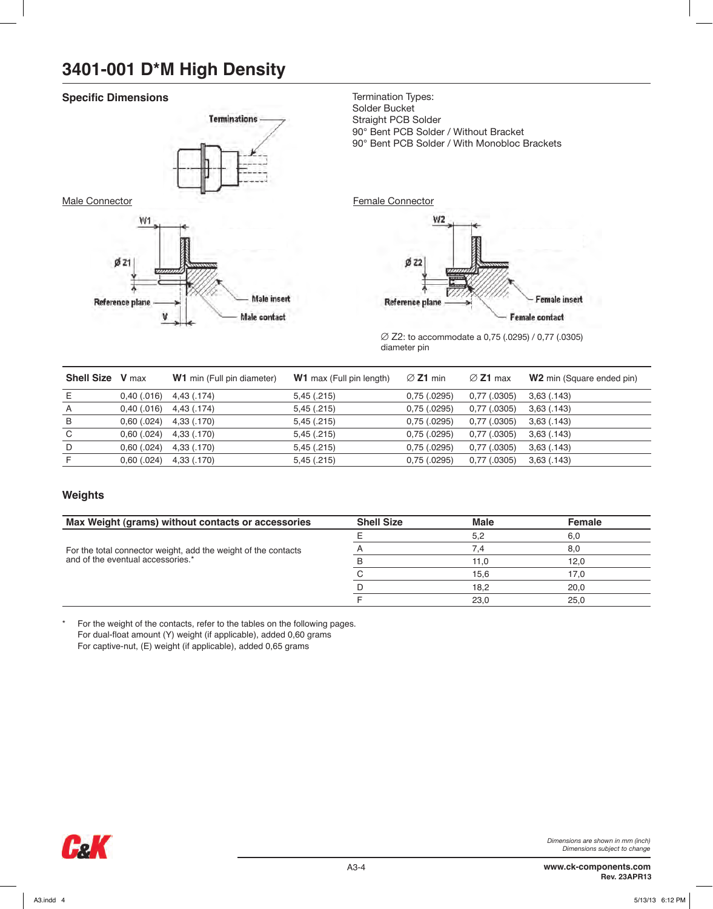# 3401-001 D*M High Density

## Specific Dimensions

Terminations

Termination Types:
Solder Bucket
Straight PCB Solder
90° Bent PCB Solder / Without Bracket
90° Bent PCB Solder / With Monobloc Brackets

Male Connector

W1
Ø Z1
Reference plane
Male insert
V
Male contact

Female Connector

W2
Ø Z2
Reference plane
Female insert
Female contact

∅ Z2: to accommodate a 0,75 (.0295) / 0,77 (.0305) diameter pin

| Shell Size | V max | **W1** min (Full pin diameter) | **W1** max (Full pin length) | ∅ **Z1** min | ∅ **Z1** max | **W2** min (Square ended pin) |
|---|---|---|---|---|---|---|
| E | 0,40 (.016) | 4,43 (.174) | 5,45 (.215) | 0,75 (.0295) | 0,77 (.0305) | 3,63 (.143) |
| A | 0,40 (.016) | 4,43 (.174) | 5,45 (.215) | 0,75 (.0295) | 0,77 (.0305) | 3,63 (.143) |
| B | 0,60 (.024) | 4,33 (.170) | 5,45 (.215) | 0,75 (.0295) | 0,77 (.0305) | 3,63 (.143) |
| C | 0,60 (.024) | 4,33 (.170) | 5,45 (.215) | 0,75 (.0295) | 0,77 (.0305) | 3,63 (.143) |
| D | 0,60 (.024) | 4,33 (.170) | 5,45 (.215) | 0,75 (.0295) | 0,77 (.0305) | 3,63 (.143) |
| F | 0,60 (.024) | 4,33 (.170) | 5,45 (.215) | 0,75 (.0295) | 0,77 (.0305) | 3,63 (.143) |

## Weights

| Max Weight (grams) without contacts or accessories | Shell Size | Male | Female |
|---|---|---|---|
| For the total connector weight, add the weight of the contacts and of the eventual accessories.* | E | 5,2 | 6,0 |
| | A | 7,4 | 8,0 |
| | B | 11,0 | 12,0 |
| | C | 15,6 | 17,0 |
| | D | 18,2 | 20,0 |
| | F | 23,0 | 25,0 |

\* For the weight of the contacts, refer to the tables on the following pages.
For dual-float amount (Y) weight (if applicable), added 0,60 grams
For captive-nut, (E) weight (if applicable), added 0,65 grams

*Dimensions are shown in mm (inch)*
*Dimensions subject to change*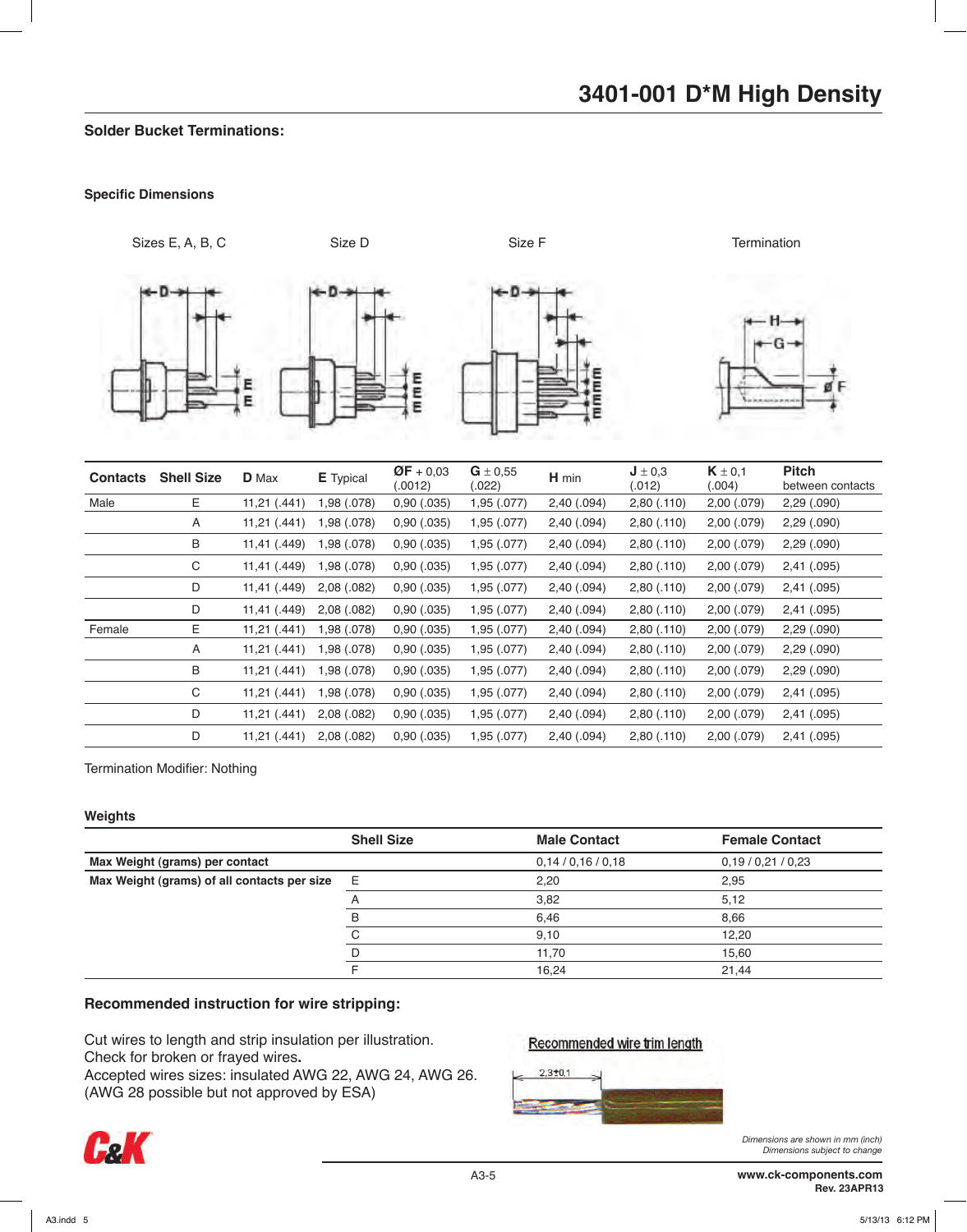# 3401-001 D*M High Density

## Solder Bucket Terminations:

### Specific Dimensions

Sizes E, A, B, C    Size D    Size F    Termination

| Contacts | Shell Size | D Max | E Typical | ØF + 0,03 (.0012) | G ± 0,55 (.022) | H min | J ± 0,3 (.012) | K ± 0,1 (.004) | Pitch between contacts |
|---|---|---|---|---|---|---|---|---|---|
| Male | E | 11,21 (.441) | 1,98 (.078) | 0,90 (.035) | 1,95 (.077) | 2,40 (.094) | 2,80 (.110) | 2,00 (.079) | 2,29 (.090) |
| | A | 11,21 (.441) | 1,98 (.078) | 0,90 (.035) | 1,95 (.077) | 2,40 (.094) | 2,80 (.110) | 2,00 (.079) | 2,29 (.090) |
| | B | 11,41 (.449) | 1,98 (.078) | 0,90 (.035) | 1,95 (.077) | 2,40 (.094) | 2,80 (.110) | 2,00 (.079) | 2,29 (.090) |
| | C | 11,41 (.449) | 1,98 (.078) | 0,90 (.035) | 1,95 (.077) | 2,40 (.094) | 2,80 (.110) | 2,00 (.079) | 2,41 (.095) |
| | D | 11,41 (.449) | 2,08 (.082) | 0,90 (.035) | 1,95 (.077) | 2,40 (.094) | 2,80 (.110) | 2,00 (.079) | 2,41 (.095) |
| | D | 11,41 (.449) | 2,08 (.082) | 0,90 (.035) | 1,95 (.077) | 2,40 (.094) | 2,80 (.110) | 2,00 (.079) | 2,41 (.095) |
| Female | E | 11,21 (.441) | 1,98 (.078) | 0,90 (.035) | 1,95 (.077) | 2,40 (.094) | 2,80 (.110) | 2,00 (.079) | 2,29 (.090) |
| | A | 11,21 (.441) | 1,98 (.078) | 0,90 (.035) | 1,95 (.077) | 2,40 (.094) | 2,80 (.110) | 2,00 (.079) | 2,29 (.090) |
| | B | 11,21 (.441) | 1,98 (.078) | 0,90 (.035) | 1,95 (.077) | 2,40 (.094) | 2,80 (.110) | 2,00 (.079) | 2,29 (.090) |
| | C | 11,21 (.441) | 1,98 (.078) | 0,90 (.035) | 1,95 (.077) | 2,40 (.094) | 2,80 (.110) | 2,00 (.079) | 2,41 (.095) |
| | D | 11,21 (.441) | 2,08 (.082) | 0,90 (.035) | 1,95 (.077) | 2,40 (.094) | 2,80 (.110) | 2,00 (.079) | 2,41 (.095) |
| | D | 11,21 (.441) | 2,08 (.082) | 0,90 (.035) | 1,95 (.077) | 2,40 (.094) | 2,80 (.110) | 2,00 (.079) | 2,41 (.095) |

Termination Modifier: Nothing

### Weights

| | Shell Size | Male Contact | Female Contact |
|---|---|---|---|
| **Max Weight (grams) per contact** | | 0,14 / 0,16 / 0,18 | 0,19 / 0,21 / 0,23 |
| **Max Weight (grams) of all contacts per size** | E | 2,20 | 2,95 |
| | A | 3,82 | 5,12 |
| | B | 6,46 | 8,66 |
| | C | 9,10 | 12,20 |
| | D | 11,70 | 15,60 |
| | F | 16,24 | 21,44 |

### Recommended instruction for wire stripping:

Cut wires to length and strip insulation per illustration.
Check for broken or frayed wires.
Accepted wires sizes: insulated AWG 22, AWG 24, AWG 26.
(AWG 28 possible but not approved by ESA)

Recommended wire trim length

2,3±0,1

*Dimensions are shown in mm (inch)*
*Dimensions subject to change*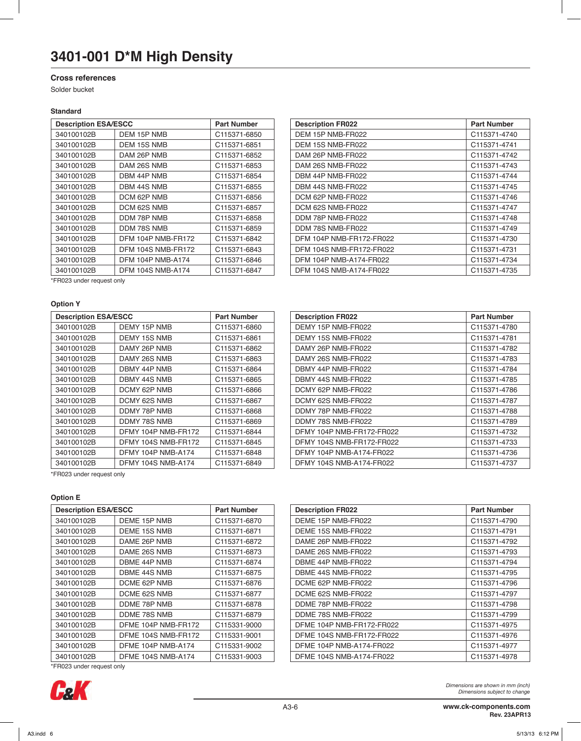# 3401-001 D*M High Density

## Cross references

Solder bucket

### Standard

| Description ESA/ESCC | | Part Number |
|---|---|---|
| 340100102B | DEM 15P NMB | C115371-6850 |
| 340100102B | DEM 15S NMB | C115371-6851 |
| 340100102B | DAM 26P NMB | C115371-6852 |
| 340100102B | DAM 26S NMB | C115371-6853 |
| 340100102B | DBM 44P NMB | C115371-6854 |
| 340100102B | DBM 44S NMB | C115371-6855 |
| 340100102B | DCM 62P NMB | C115371-6856 |
| 340100102B | DCM 62S NMB | C115371-6857 |
| 340100102B | DDM 78P NMB | C115371-6858 |
| 340100102B | DDM 78S NMB | C115371-6859 |
| 340100102B | DFM 104P NMB-FR172 | C115371-6842 |
| 340100102B | DFM 104S NMB-FR172 | C115371-6843 |
| 340100102B | DFM 104P NMB-A174 | C115371-6846 |
| 340100102B | DFM 104S NMB-A174 | C115371-6847 |

*FR023 under request only

| Description FR022 | Part Number |
|---|---|
| DEM 15P NMB-FR022 | C115371-4740 |
| DEM 15S NMB-FR022 | C115371-4741 |
| DAM 26P NMB-FR022 | C115371-4742 |
| DAM 26S NMB-FR022 | C115371-4743 |
| DBM 44P NMB-FR022 | C115371-4744 |
| DBM 44S NMB-FR022 | C115371-4745 |
| DCM 62P NMB-FR022 | C115371-4746 |
| DCM 62S NMB-FR022 | C115371-4747 |
| DDM 78P NMB-FR022 | C115371-4748 |
| DDM 78S NMB-FR022 | C115371-4749 |
| DFM 104P NMB-FR172-FR022 | C115371-4730 |
| DFM 104S NMB-FR172-FR022 | C115371-4731 |
| DFM 104P NMB-A174-FR022 | C115371-4734 |
| DFM 104S NMB-A174-FR022 | C115371-4735 |

### Option Y

| Description ESA/ESCC | | Part Number |
|---|---|---|
| 340100102B | DEMY 15P NMB | C115371-6860 |
| 340100102B | DEMY 15S NMB | C115371-6861 |
| 340100102B | DAMY 26P NMB | C115371-6862 |
| 340100102B | DAMY 26S NMB | C115371-6863 |
| 340100102B | DBMY 44P NMB | C115371-6864 |
| 340100102B | DBMY 44S NMB | C115371-6865 |
| 340100102B | DCMY 62P NMB | C115371-6866 |
| 340100102B | DCMY 62S NMB | C115371-6867 |
| 340100102B | DDMY 78P NMB | C115371-6868 |
| 340100102B | DDMY 78S NMB | C115371-6869 |
| 340100102B | DFMY 104P NMB-FR172 | C115371-6844 |
| 340100102B | DFMY 104S NMB-FR172 | C115371-6845 |
| 340100102B | DFMY 104P NMB-A174 | C115371-6848 |
| 340100102B | DFMY 104S NMB-A174 | C115371-6849 |

*FR023 under request only

| Description FR022 | Part Number |
|---|---|
| DEMY 15P NMB-FR022 | C115371-4780 |
| DEMY 15S NMB-FR022 | C115371-4781 |
| DAMY 26P NMB-FR022 | C115371-4782 |
| DAMY 26S NMB-FR022 | C115371-4783 |
| DBMY 44P NMB-FR022 | C115371-4784 |
| DBMY 44S NMB-FR022 | C115371-4785 |
| DCMY 62P NMB-FR022 | C115371-4786 |
| DCMY 62S NMB-FR022 | C115371-4787 |
| DDMY 78P NMB-FR022 | C115371-4788 |
| DDMY 78S NMB-FR022 | C115371-4789 |
| DFMY 104P NMB-FR172-FR022 | C115371-4732 |
| DFMY 104S NMB-FR172-FR022 | C115371-4733 |
| DFMY 104P NMB-A174-FR022 | C115371-4736 |
| DFMY 104S NMB-A174-FR022 | C115371-4737 |

### Option E

| Description ESA/ESCC | | Part Number |
|---|---|---|
| 340100102B | DEME 15P NMB | C115371-6870 |
| 340100102B | DEME 15S NMB | C115371-6871 |
| 340100102B | DAME 26P NMB | C115371-6872 |
| 340100102B | DAME 26S NMB | C115371-6873 |
| 340100102B | DBME 44P NMB | C115371-6874 |
| 340100102B | DBME 44S NMB | C115371-6875 |
| 340100102B | DCME 62P NMB | C115371-6876 |
| 340100102B | DCME 62S NMB | C115371-6877 |
| 340100102B | DDME 78P NMB | C115371-6878 |
| 340100102B | DDME 78S NMB | C115371-6879 |
| 340100102B | DFME 104P NMB-FR172 | C115331-9000 |
| 340100102B | DFME 104S NMB-FR172 | C115331-9001 |
| 340100102B | DFME 104P NMB-A174 | C115331-9002 |
| 340100102B | DFME 104S NMB-A174 | C115331-9003 |

*FR023 under request only

| Description FR022 | Part Number |
|---|---|
| DEME 15P NMB-FR022 | C115371-4790 |
| DEME 15S NMB-FR022 | C115371-4791 |
| DAME 26P NMB-FR022 | C115371-4792 |
| DAME 26S NMB-FR022 | C115371-4793 |
| DBME 44P NMB-FR022 | C115371-4794 |
| DBME 44S NMB-FR022 | C115371-4795 |
| DCME 62P NMB-FR022 | C115371-4796 |
| DCME 62S NMB-FR022 | C115371-4797 |
| DDME 78P NMB-FR022 | C115371-4798 |
| DDME 78S NMB-FR022 | C115371-4799 |
| DFME 104P NMB-FR172-FR022 | C115371-4975 |
| DFME 104S NMB-FR172-FR022 | C115371-4976 |
| DFME 104P NMB-A174-FR022 | C115371-4977 |
| DFME 104S NMB-A174-FR022 | C115371-4978 |

*Dimensions are shown in mm (inch)*
*Dimensions subject to change*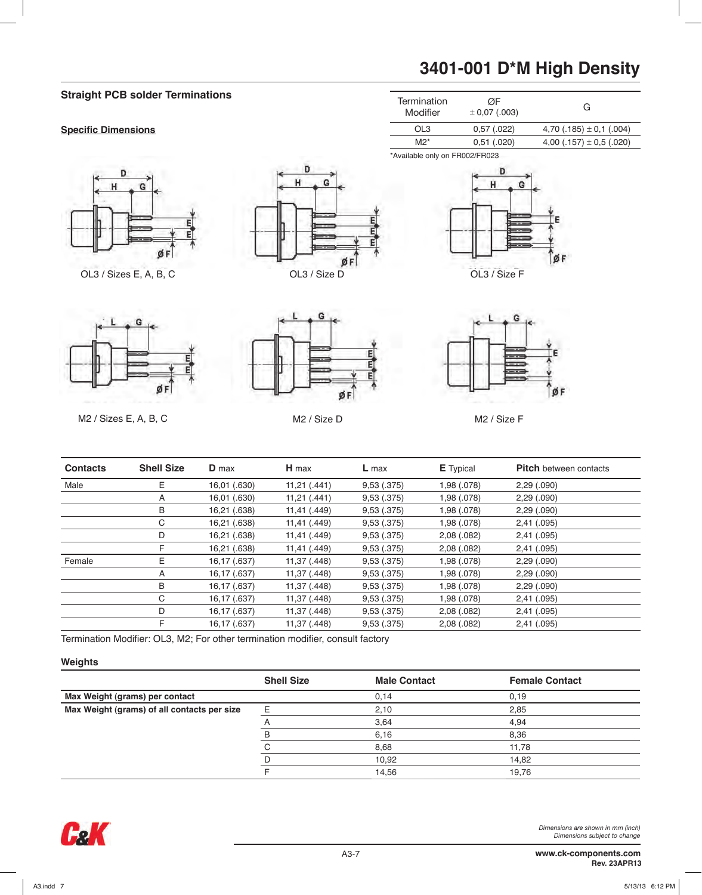# 3401-001 D*M High Density

## Straight PCB solder Terminations

**Specific Dimensions**

| Termination Modifier | ØF ± 0,07 (.003) | G |
|---|---|---|
| OL3 | 0,57 (.022) | 4,70 (.185) ± 0,1 (.004) |
| M2* | 0,51 (.020) | 4,00 (.157) ± 0,5 (.020) |

*Available only on FR002/FR023

OL3 / Sizes E, A, B, C

OL3 / Size D

OL3 / Size F

M2 / Sizes E, A, B, C

M2 / Size D

M2 / Size F

| Contacts | Shell Size | D max | H max | L max | E Typical | Pitch between contacts |
|---|---|---|---|---|---|---|
| Male | E | 16,01 (.630) | 11,21 (.441) | 9,53 (.375) | 1,98 (.078) | 2,29 (.090) |
| | A | 16,01 (.630) | 11,21 (.441) | 9,53 (.375) | 1,98 (.078) | 2,29 (.090) |
| | B | 16,21 (.638) | 11,41 (.449) | 9,53 (.375) | 1,98 (.078) | 2,29 (.090) |
| | C | 16,21 (.638) | 11,41 (.449) | 9,53 (.375) | 1,98 (.078) | 2,41 (.095) |
| | D | 16,21 (.638) | 11,41 (.449) | 9,53 (.375) | 2,08 (.082) | 2,41 (.095) |
| | F | 16,21 (.638) | 11,41 (.449) | 9,53 (.375) | 2,08 (.082) | 2,41 (.095) |
| Female | E | 16,17 (.637) | 11,37 (.448) | 9,53 (.375) | 1,98 (.078) | 2,29 (.090) |
| | A | 16,17 (.637) | 11,37 (.448) | 9,53 (.375) | 1,98 (.078) | 2,29 (.090) |
| | B | 16,17 (.637) | 11,37 (.448) | 9,53 (.375) | 1,98 (.078) | 2,29 (.090) |
| | C | 16,17 (.637) | 11,37 (.448) | 9,53 (.375) | 1,98 (.078) | 2,41 (.095) |
| | D | 16,17 (.637) | 11,37 (.448) | 9,53 (.375) | 2,08 (.082) | 2,41 (.095) |
| | F | 16,17 (.637) | 11,37 (.448) | 9,53 (.375) | 2,08 (.082) | 2,41 (.095) |

Termination Modifier: OL3, M2; For other termination modifier, consult factory

### Weights

| | Shell Size | Male Contact | Female Contact |
|---|---|---|---|
| **Max Weight (grams) per contact** | | 0,14 | 0,19 |
| **Max Weight (grams) of all contacts per size** | E | 2,10 | 2,85 |
| | A | 3,64 | 4,94 |
| | B | 6,16 | 8,36 |
| | C | 8,68 | 11,78 |
| | D | 10,92 | 14,82 |
| | F | 14,56 | 19,76 |

*Dimensions are shown in mm (inch)*
*Dimensions subject to change*

www.ck-components.com
Rev. 23APR13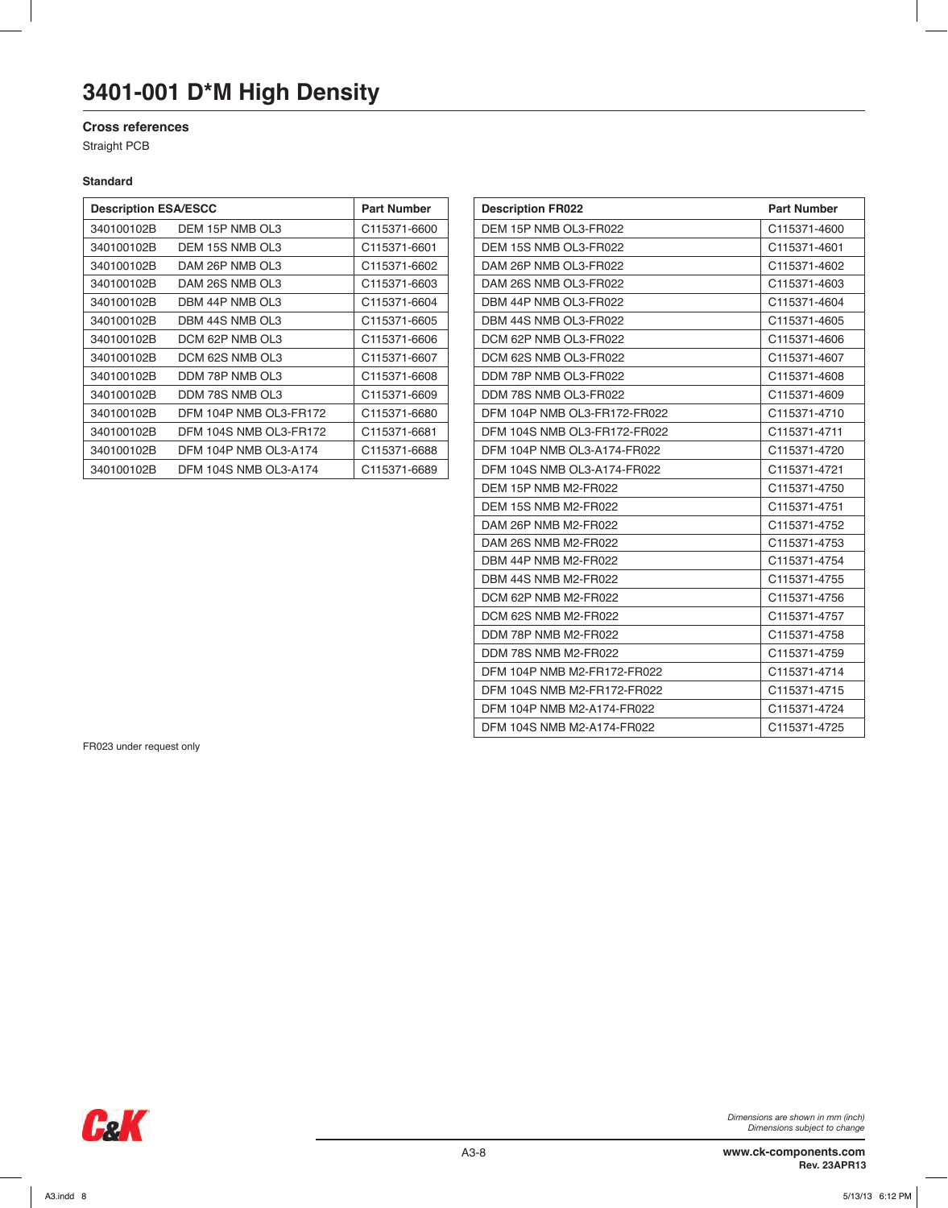# 3401-001 D*M High Density

### Cross references

Straight PCB

**Standard**

| Description ESA/ESCC | | Part Number |
|---|---|---|
| 340100102B | DEM 15P NMB OL3 | C115371-6600 |
| 340100102B | DEM 15S NMB OL3 | C115371-6601 |
| 340100102B | DAM 26P NMB OL3 | C115371-6602 |
| 340100102B | DAM 26S NMB OL3 | C115371-6603 |
| 340100102B | DBM 44P NMB OL3 | C115371-6604 |
| 340100102B | DBM 44S NMB OL3 | C115371-6605 |
| 340100102B | DCM 62P NMB OL3 | C115371-6606 |
| 340100102B | DCM 62S NMB OL3 | C115371-6607 |
| 340100102B | DDM 78P NMB OL3 | C115371-6608 |
| 340100102B | DDM 78S NMB OL3 | C115371-6609 |
| 340100102B | DFM 104P NMB OL3-FR172 | C115371-6680 |
| 340100102B | DFM 104S NMB OL3-FR172 | C115371-6681 |
| 340100102B | DFM 104P NMB OL3-A174 | C115371-6688 |
| 340100102B | DFM 104S NMB OL3-A174 | C115371-6689 |

| Description FR022 | Part Number |
|---|---|
| DEM 15P NMB OL3-FR022 | C115371-4600 |
| DEM 15S NMB OL3-FR022 | C115371-4601 |
| DAM 26P NMB OL3-FR022 | C115371-4602 |
| DAM 26S NMB OL3-FR022 | C115371-4603 |
| DBM 44P NMB OL3-FR022 | C115371-4604 |
| DBM 44S NMB OL3-FR022 | C115371-4605 |
| DCM 62P NMB OL3-FR022 | C115371-4606 |
| DCM 62S NMB OL3-FR022 | C115371-4607 |
| DDM 78P NMB OL3-FR022 | C115371-4608 |
| DDM 78S NMB OL3-FR022 | C115371-4609 |
| DFM 104P NMB OL3-FR172-FR022 | C115371-4710 |
| DFM 104S NMB OL3-FR172-FR022 | C115371-4711 |
| DFM 104P NMB OL3-A174-FR022 | C115371-4720 |
| DFM 104S NMB OL3-A174-FR022 | C115371-4721 |
| DEM 15P NMB M2-FR022 | C115371-4750 |
| DEM 15S NMB M2-FR022 | C115371-4751 |
| DAM 26P NMB M2-FR022 | C115371-4752 |
| DAM 26S NMB M2-FR022 | C115371-4753 |
| DBM 44P NMB M2-FR022 | C115371-4754 |
| DBM 44S NMB M2-FR022 | C115371-4755 |
| DCM 62P NMB M2-FR022 | C115371-4756 |
| DCM 62S NMB M2-FR022 | C115371-4757 |
| DDM 78P NMB M2-FR022 | C115371-4758 |
| DDM 78S NMB M2-FR022 | C115371-4759 |
| DFM 104P NMB M2-FR172-FR022 | C115371-4714 |
| DFM 104S NMB M2-FR172-FR022 | C115371-4715 |
| DFM 104P NMB M2-A174-FR022 | C115371-4724 |
| DFM 104S NMB M2-A174-FR022 | C115371-4725 |

FR023 under request only

*Dimensions are shown in mm (inch)*
*Dimensions subject to change*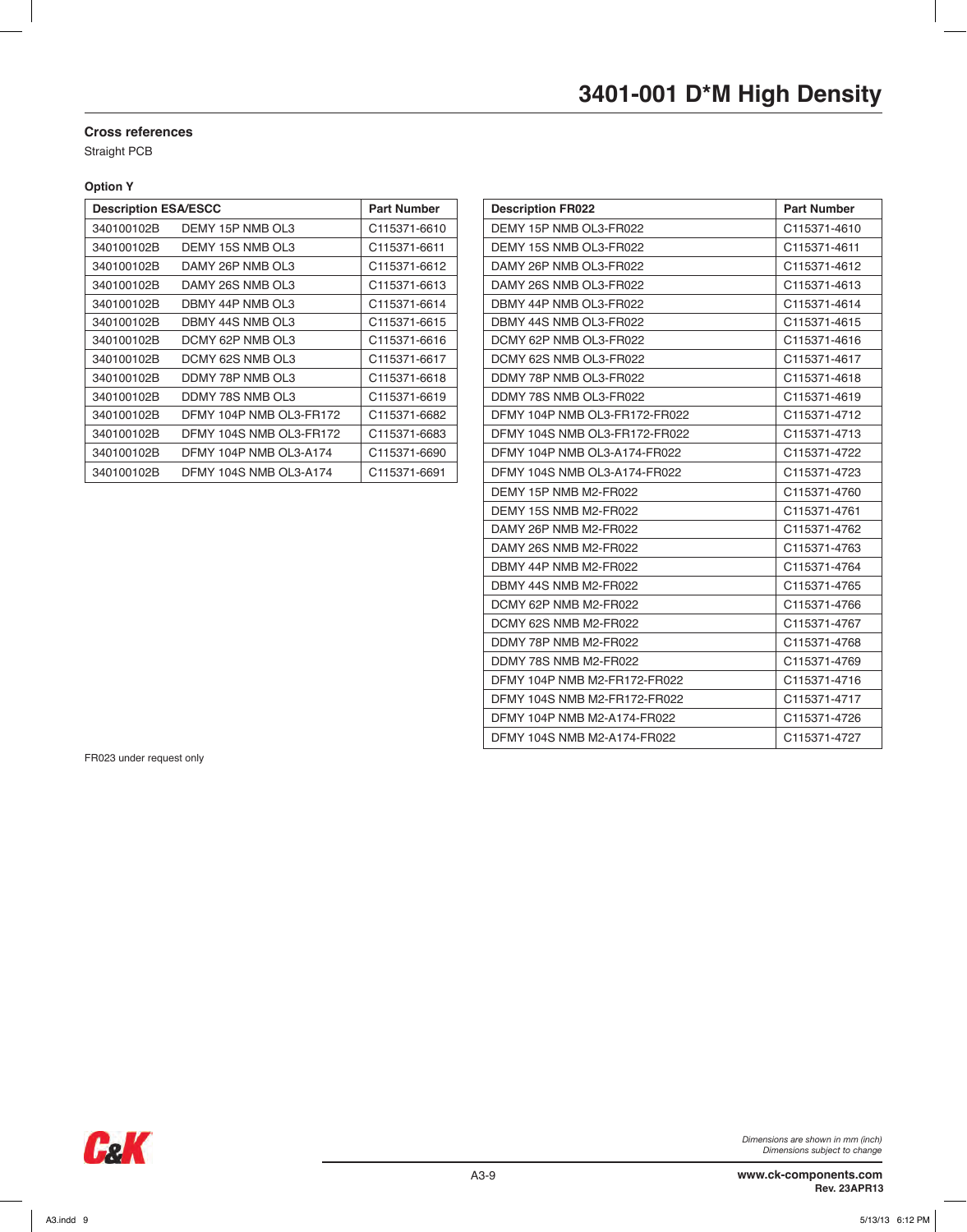# 3401-001 D*M High Density

## Cross references

Straight PCB

### Option Y

| Description ESA/ESCC | | Part Number |
|---|---|---|
| 340100102B | DEMY 15P NMB OL3 | C115371-6610 |
| 340100102B | DEMY 15S NMB OL3 | C115371-6611 |
| 340100102B | DAMY 26P NMB OL3 | C115371-6612 |
| 340100102B | DAMY 26S NMB OL3 | C115371-6613 |
| 340100102B | DBMY 44P NMB OL3 | C115371-6614 |
| 340100102B | DBMY 44S NMB OL3 | C115371-6615 |
| 340100102B | DCMY 62P NMB OL3 | C115371-6616 |
| 340100102B | DCMY 62S NMB OL3 | C115371-6617 |
| 340100102B | DDMY 78P NMB OL3 | C115371-6618 |
| 340100102B | DDMY 78S NMB OL3 | C115371-6619 |
| 340100102B | DFMY 104P NMB OL3-FR172 | C115371-6682 |
| 340100102B | DFMY 104S NMB OL3-FR172 | C115371-6683 |
| 340100102B | DFMY 104P NMB OL3-A174 | C115371-6690 |
| 340100102B | DFMY 104S NMB OL3-A174 | C115371-6691 |

| Description FR022 | Part Number |
|---|---|
| DEMY 15P NMB OL3-FR022 | C115371-4610 |
| DEMY 15S NMB OL3-FR022 | C115371-4611 |
| DAMY 26P NMB OL3-FR022 | C115371-4612 |
| DAMY 26S NMB OL3-FR022 | C115371-4613 |
| DBMY 44P NMB OL3-FR022 | C115371-4614 |
| DBMY 44S NMB OL3-FR022 | C115371-4615 |
| DCMY 62P NMB OL3-FR022 | C115371-4616 |
| DCMY 62S NMB OL3-FR022 | C115371-4617 |
| DDMY 78P NMB OL3-FR022 | C115371-4618 |
| DDMY 78S NMB OL3-FR022 | C115371-4619 |
| DFMY 104P NMB OL3-FR172-FR022 | C115371-4712 |
| DFMY 104S NMB OL3-FR172-FR022 | C115371-4713 |
| DFMY 104P NMB OL3-A174-FR022 | C115371-4722 |
| DFMY 104S NMB OL3-A174-FR022 | C115371-4723 |
| DEMY 15P NMB M2-FR022 | C115371-4760 |
| DEMY 15S NMB M2-FR022 | C115371-4761 |
| DAMY 26P NMB M2-FR022 | C115371-4762 |
| DAMY 26S NMB M2-FR022 | C115371-4763 |
| DBMY 44P NMB M2-FR022 | C115371-4764 |
| DBMY 44S NMB M2-FR022 | C115371-4765 |
| DCMY 62P NMB M2-FR022 | C115371-4766 |
| DCMY 62S NMB M2-FR022 | C115371-4767 |
| DDMY 78P NMB M2-FR022 | C115371-4768 |
| DDMY 78S NMB M2-FR022 | C115371-4769 |
| DFMY 104P NMB M2-FR172-FR022 | C115371-4716 |
| DFMY 104S NMB M2-FR172-FR022 | C115371-4717 |
| DFMY 104P NMB M2-A174-FR022 | C115371-4726 |
| DFMY 104S NMB M2-A174-FR022 | C115371-4727 |

FR023 under request only

*Dimensions are shown in mm (inch)*
*Dimensions subject to change*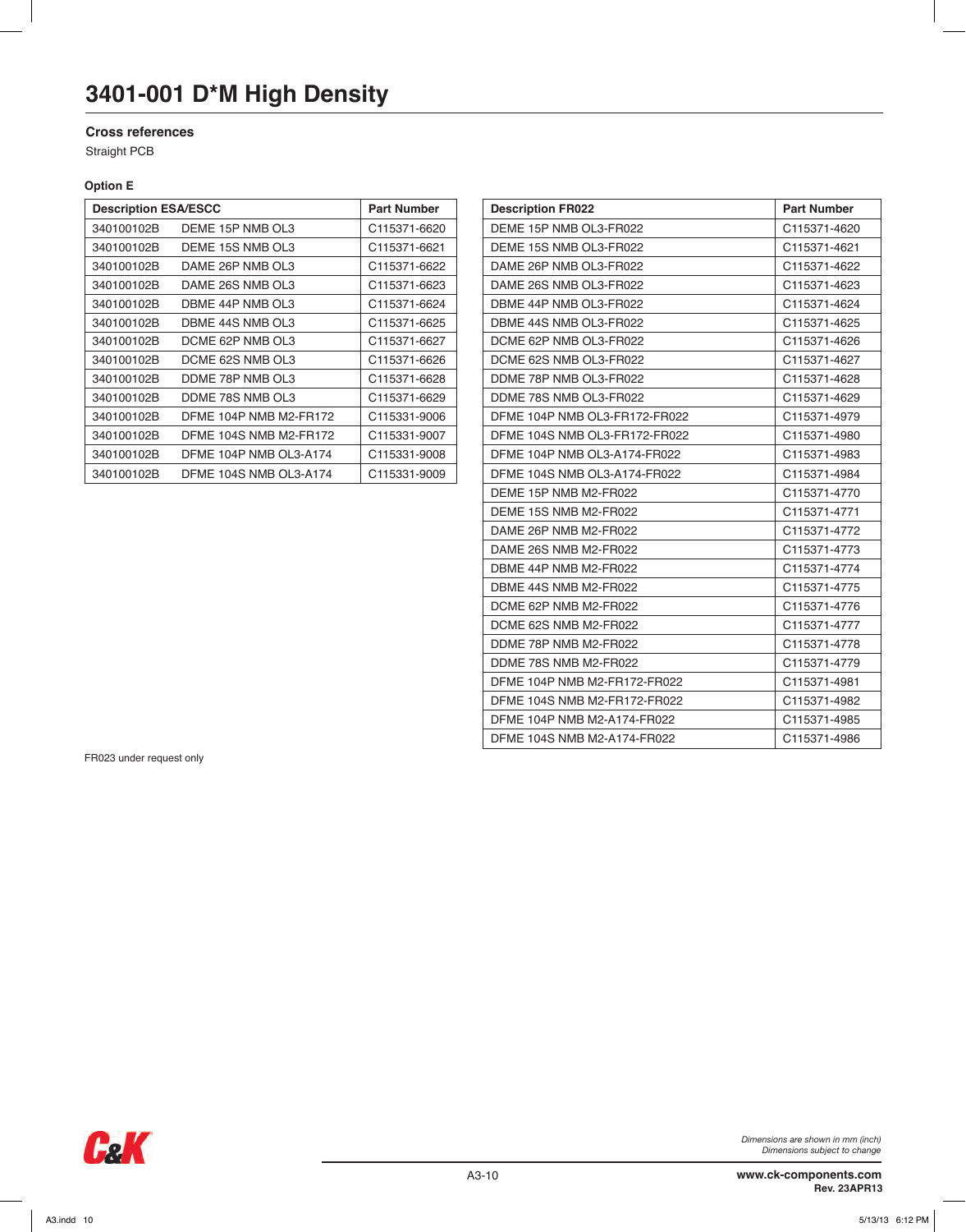# 3401-001 D*M High Density

### Cross references

Straight PCB

**Option E**

| Description ESA/ESCC | | Part Number |
|---|---|---|
| 340100102B | DEME 15P NMB OL3 | C115371-6620 |
| 340100102B | DEME 15S NMB OL3 | C115371-6621 |
| 340100102B | DAME 26P NMB OL3 | C115371-6622 |
| 340100102B | DAME 26S NMB OL3 | C115371-6623 |
| 340100102B | DBME 44P NMB OL3 | C115371-6624 |
| 340100102B | DBME 44S NMB OL3 | C115371-6625 |
| 340100102B | DCME 62P NMB OL3 | C115371-6627 |
| 340100102B | DCME 62S NMB OL3 | C115371-6626 |
| 340100102B | DDME 78P NMB OL3 | C115371-6628 |
| 340100102B | DDME 78S NMB OL3 | C115371-6629 |
| 340100102B | DFME 104P NMB M2-FR172 | C115331-9006 |
| 340100102B | DFME 104S NMB M2-FR172 | C115331-9007 |
| 340100102B | DFME 104P NMB OL3-A174 | C115331-9008 |
| 340100102B | DFME 104S NMB OL3-A174 | C115331-9009 |

| Description FR022 | Part Number |
|---|---|
| DEME 15P NMB OL3-FR022 | C115371-4620 |
| DEME 15S NMB OL3-FR022 | C115371-4621 |
| DAME 26P NMB OL3-FR022 | C115371-4622 |
| DAME 26S NMB OL3-FR022 | C115371-4623 |
| DBME 44P NMB OL3-FR022 | C115371-4624 |
| DBME 44S NMB OL3-FR022 | C115371-4625 |
| DCME 62P NMB OL3-FR022 | C115371-4626 |
| DCME 62S NMB OL3-FR022 | C115371-4627 |
| DDME 78P NMB OL3-FR022 | C115371-4628 |
| DDME 78S NMB OL3-FR022 | C115371-4629 |
| DFME 104P NMB OL3-FR172-FR022 | C115371-4979 |
| DFME 104S NMB OL3-FR172-FR022 | C115371-4980 |
| DFME 104P NMB OL3-A174-FR022 | C115371-4983 |
| DFME 104S NMB OL3-A174-FR022 | C115371-4984 |
| DEME 15P NMB M2-FR022 | C115371-4770 |
| DEME 15S NMB M2-FR022 | C115371-4771 |
| DAME 26P NMB M2-FR022 | C115371-4772 |
| DAME 26S NMB M2-FR022 | C115371-4773 |
| DBME 44P NMB M2-FR022 | C115371-4774 |
| DBME 44S NMB M2-FR022 | C115371-4775 |
| DCME 62P NMB M2-FR022 | C115371-4776 |
| DCME 62S NMB M2-FR022 | C115371-4777 |
| DDME 78P NMB M2-FR022 | C115371-4778 |
| DDME 78S NMB M2-FR022 | C115371-4779 |
| DFME 104P NMB M2-FR172-FR022 | C115371-4981 |
| DFME 104S NMB M2-FR172-FR022 | C115371-4982 |
| DFME 104P NMB M2-A174-FR022 | C115371-4985 |
| DFME 104S NMB M2-A174-FR022 | C115371-4986 |

FR023 under request only

*Dimensions are shown in mm (inch)*
*Dimensions subject to change*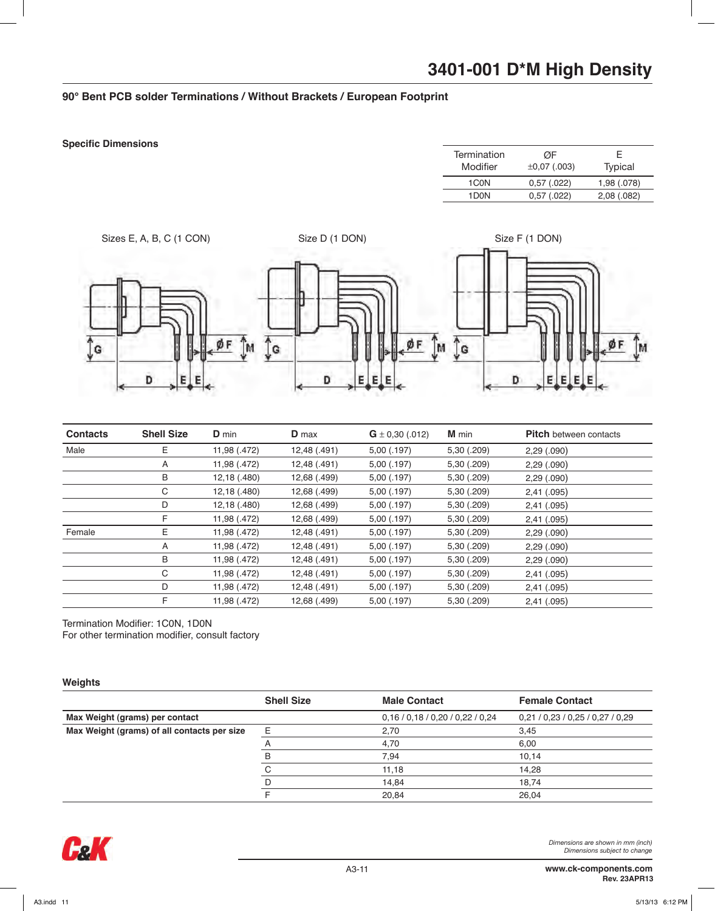# 3401-001 D*M High Density

## 90° Bent PCB solder Terminations / Without Brackets / European Footprint

### Specific Dimensions

| Termination Modifier | ØF ±0,07 (.003) | E Typical |
|---|---|---|
| 1C0N | 0,57 (.022) | 1,98 (.078) |
| 1D0N | 0,57 (.022) | 2,08 (.082) |

Sizes E, A, B, C (1 CON)

Size D (1 DON)

Size F (1 DON)

| Contacts | Shell Size | D min | D max | G ± 0,30 (.012) | M min | Pitch between contacts |
|---|---|---|---|---|---|---|
| Male | E | 11,98 (.472) | 12,48 (.491) | 5,00 (.197) | 5,30 (.209) | 2,29 (.090) |
| | A | 11,98 (.472) | 12,48 (.491) | 5,00 (.197) | 5,30 (.209) | 2,29 (.090) |
| | B | 12,18 (.480) | 12,68 (.499) | 5,00 (.197) | 5,30 (.209) | 2,29 (.090) |
| | C | 12,18 (.480) | 12,68 (.499) | 5,00 (.197) | 5,30 (.209) | 2,41 (.095) |
| | D | 12,18 (.480) | 12,68 (.499) | 5,00 (.197) | 5,30 (.209) | 2,41 (.095) |
| | F | 11,98 (.472) | 12,68 (.499) | 5,00 (.197) | 5,30 (.209) | 2,41 (.095) |
| Female | E | 11,98 (.472) | 12,48 (.491) | 5,00 (.197) | 5,30 (.209) | 2,29 (.090) |
| | A | 11,98 (.472) | 12,48 (.491) | 5,00 (.197) | 5,30 (.209) | 2,29 (.090) |
| | B | 11,98 (.472) | 12,48 (.491) | 5,00 (.197) | 5,30 (.209) | 2,29 (.090) |
| | C | 11,98 (.472) | 12,48 (.491) | 5,00 (.197) | 5,30 (.209) | 2,41 (.095) |
| | D | 11,98 (.472) | 12,48 (.491) | 5,00 (.197) | 5,30 (.209) | 2,41 (.095) |
| | F | 11,98 (.472) | 12,68 (.499) | 5,00 (.197) | 5,30 (.209) | 2,41 (.095) |

Termination Modifier: 1C0N, 1D0N
For other termination modifier, consult factory

### Weights

| | Shell Size | Male Contact | Female Contact |
|---|---|---|---|
| **Max Weight (grams) per contact** | | 0,16 / 0,18 / 0,20 / 0,22 / 0,24 | 0,21 / 0,23 / 0,25 / 0,27 / 0,29 |
| **Max Weight (grams) of all contacts per size** | E | 2,70 | 3,45 |
| | A | 4,70 | 6,00 |
| | B | 7,94 | 10,14 |
| | C | 11,18 | 14,28 |
| | D | 14,84 | 18,74 |
| | F | 20,84 | 26,04 |

*Dimensions are shown in mm (inch)*
*Dimensions subject to change*

www.ck-components.com
Rev. 23APR13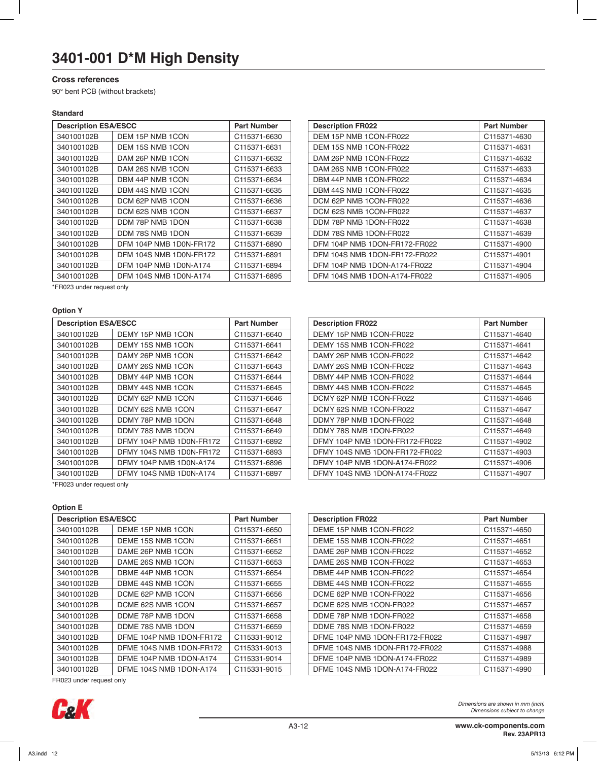# 3401-001 D*M High Density

### Cross references

90° bent PCB (without brackets)

#### Standard

| Description ESA/ESCC | | Part Number |
|---|---|---|
| 340100102B | DEM 15P NMB 1CON | C115371-6630 |
| 340100102B | DEM 15S NMB 1CON | C115371-6631 |
| 340100102B | DAM 26P NMB 1CON | C115371-6632 |
| 340100102B | DAM 26S NMB 1CON | C115371-6633 |
| 340100102B | DBM 44P NMB 1CON | C115371-6634 |
| 340100102B | DBM 44S NMB 1CON | C115371-6635 |
| 340100102B | DCM 62P NMB 1CON | C115371-6636 |
| 340100102B | DCM 62S NMB 1CON | C115371-6637 |
| 340100102B | DDM 78P NMB 1DON | C115371-6638 |
| 340100102B | DDM 78S NMB 1DON | C115371-6639 |
| 340100102B | DFM 104P NMB 1D0N-FR172 | C115371-6890 |
| 340100102B | DFM 104S NMB 1D0N-FR172 | C115371-6891 |
| 340100102B | DFM 104P NMB 1D0N-A174 | C115371-6894 |
| 340100102B | DFM 104S NMB 1D0N-A174 | C115371-6895 |

*FR023 under request only

| Description FR022 | Part Number |
|---|---|
| DEM 15P NMB 1CON-FR022 | C115371-4630 |
| DEM 15S NMB 1CON-FR022 | C115371-4631 |
| DAM 26P NMB 1CON-FR022 | C115371-4632 |
| DAM 26S NMB 1CON-FR022 | C115371-4633 |
| DBM 44P NMB 1CON-FR022 | C115371-4634 |
| DBM 44S NMB 1CON-FR022 | C115371-4635 |
| DCM 62P NMB 1CON-FR022 | C115371-4636 |
| DCM 62S NMB 1CON-FR022 | C115371-4637 |
| DDM 78P NMB 1DON-FR022 | C115371-4638 |
| DDM 78S NMB 1DON-FR022 | C115371-4639 |
| DFM 104P NMB 1DON-FR172-FR022 | C115371-4900 |
| DFM 104S NMB 1DON-FR172-FR022 | C115371-4901 |
| DFM 104P NMB 1DON-A174-FR022 | C115371-4904 |
| DFM 104S NMB 1DON-A174-FR022 | C115371-4905 |

#### Option Y

| Description ESA/ESCC | | Part Number |
|---|---|---|
| 340100102B | DEMY 15P NMB 1CON | C115371-6640 |
| 340100102B | DEMY 15S NMB 1CON | C115371-6641 |
| 340100102B | DAMY 26P NMB 1CON | C115371-6642 |
| 340100102B | DAMY 26S NMB 1CON | C115371-6643 |
| 340100102B | DBMY 44P NMB 1CON | C115371-6644 |
| 340100102B | DBMY 44S NMB 1CON | C115371-6645 |
| 340100102B | DCMY 62P NMB 1CON | C115371-6646 |
| 340100102B | DCMY 62S NMB 1CON | C115371-6647 |
| 340100102B | DDMY 78P NMB 1DON | C115371-6648 |
| 340100102B | DDMY 78S NMB 1DON | C115371-6649 |
| 340100102B | DFMY 104P NMB 1D0N-FR172 | C115371-6892 |
| 340100102B | DFMY 104S NMB 1D0N-FR172 | C115371-6893 |
| 340100102B | DFMY 104P NMB 1D0N-A174 | C115371-6896 |
| 340100102B | DFMY 104S NMB 1D0N-A174 | C115371-6897 |

*FR023 under request only

| Description FR022 | Part Number |
|---|---|
| DEMY 15P NMB 1CON-FR022 | C115371-4640 |
| DEMY 15S NMB 1CON-FR022 | C115371-4641 |
| DAMY 26P NMB 1CON-FR022 | C115371-4642 |
| DAMY 26S NMB 1CON-FR022 | C115371-4643 |
| DBMY 44P NMB 1CON-FR022 | C115371-4644 |
| DBMY 44S NMB 1CON-FR022 | C115371-4645 |
| DCMY 62P NMB 1CON-FR022 | C115371-4646 |
| DCMY 62S NMB 1CON-FR022 | C115371-4647 |
| DDMY 78P NMB 1DON-FR022 | C115371-4648 |
| DDMY 78S NMB 1DON-FR022 | C115371-4649 |
| DFMY 104P NMB 1DON-FR172-FR022 | C115371-4902 |
| DFMY 104S NMB 1DON-FR172-FR022 | C115371-4903 |
| DFMY 104P NMB 1DON-A174-FR022 | C115371-4906 |
| DFMY 104S NMB 1DON-A174-FR022 | C115371-4907 |

#### Option E

| Description ESA/ESCC | | Part Number |
|---|---|---|
| 340100102B | DEME 15P NMB 1CON | C115371-6650 |
| 340100102B | DEME 15S NMB 1CON | C115371-6651 |
| 340100102B | DAME 26P NMB 1CON | C115371-6652 |
| 340100102B | DAME 26S NMB 1CON | C115371-6653 |
| 340100102B | DBME 44P NMB 1CON | C115371-6654 |
| 340100102B | DBME 44S NMB 1CON | C115371-6655 |
| 340100102B | DCME 62P NMB 1CON | C115371-6656 |
| 340100102B | DCME 62S NMB 1CON | C115371-6657 |
| 340100102B | DDME 78P NMB 1DON | C115371-6658 |
| 340100102B | DDME 78S NMB 1DON | C115371-6659 |
| 340100102B | DFME 104P NMB 1DON-FR172 | C115331-9012 |
| 340100102B | DFME 104S NMB 1DON-FR172 | C115331-9013 |
| 340100102B | DFME 104P NMB 1DON-A174 | C115331-9014 |
| 340100102B | DFME 104S NMB 1DON-A174 | C115331-9015 |

FR023 under request only

| Description FR022 | Part Number |
|---|---|
| DEME 15P NMB 1CON-FR022 | C115371-4650 |
| DEME 15S NMB 1CON-FR022 | C115371-4651 |
| DAME 26P NMB 1CON-FR022 | C115371-4652 |
| DAME 26S NMB 1CON-FR022 | C115371-4653 |
| DBME 44P NMB 1CON-FR022 | C115371-4654 |
| DBME 44S NMB 1CON-FR022 | C115371-4655 |
| DCME 62P NMB 1CON-FR022 | C115371-4656 |
| DCME 62S NMB 1CON-FR022 | C115371-4657 |
| DDME 78P NMB 1DON-FR022 | C115371-4658 |
| DDME 78S NMB 1DON-FR022 | C115371-4659 |
| DFME 104P NMB 1DON-FR172-FR022 | C115371-4987 |
| DFME 104S NMB 1DON-FR172-FR022 | C115371-4988 |
| DFME 104P NMB 1DON-A174-FR022 | C115371-4989 |
| DFME 104S NMB 1DON-A174-FR022 | C115371-4990 |

*Dimensions are shown in mm (inch)*
*Dimensions subject to change*

**www.ck-components.com**
**Rev. 23APR13**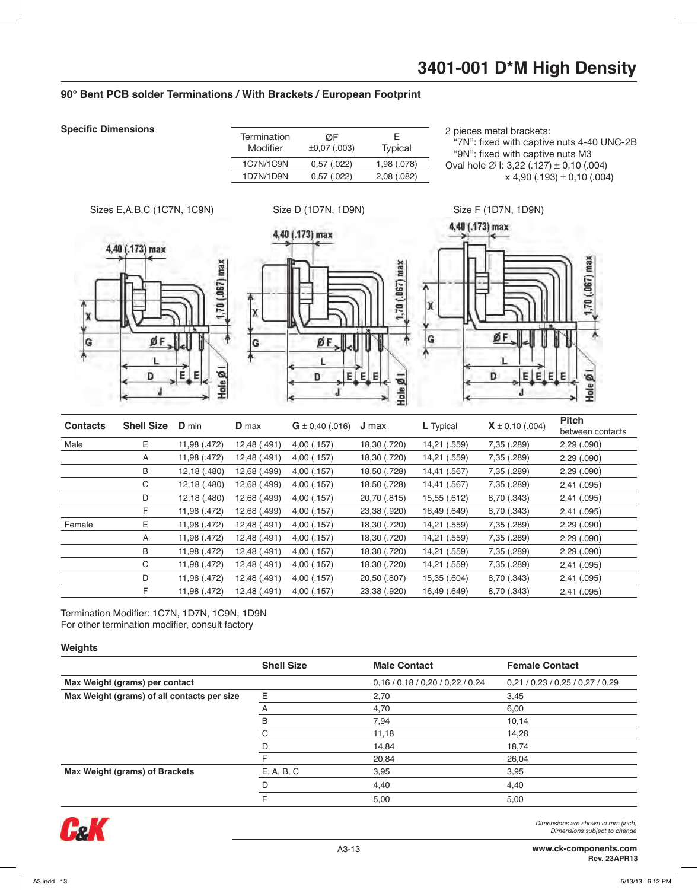# 3401-001 D*M High Density

## 90° Bent PCB solder Terminations / With Brackets / European Footprint

### Specific Dimensions

| Termination Modifier | ØF ±0,07 (.003) | E Typical |
|---|---|---|
| 1C7N/1C9N | 0,57 (.022) | 1,98 (.078) |
| 1D7N/1D9N | 0,57 (.022) | 2,08 (.082) |

2 pieces metal brackets:
"7N": fixed with captive nuts 4-40 UNC-2B
"9N": fixed with captive nuts M3
Oval hole ∅ I: 3,22 (.127) ± 0,10 (.004)
x 4,90 (.193) ± 0,10 (.004)

Sizes E,A,B,C (1C7N, 1C9N) Size D (1D7N, 1D9N) Size F (1D7N, 1D9N)

| Contacts | Shell Size | D min | D max | G ± 0,40 (.016) | J max | L Typical | X ± 0,10 (.004) | Pitch between contacts |
|---|---|---|---|---|---|---|---|---|
| Male | E | 11,98 (.472) | 12,48 (.491) | 4,00 (.157) | 18,30 (.720) | 14,21 (.559) | 7,35 (.289) | 2,29 (.090) |
| | A | 11,98 (.472) | 12,48 (.491) | 4,00 (.157) | 18,30 (.720) | 14,21 (.559) | 7,35 (.289) | 2,29 (.090) |
| | B | 12,18 (.480) | 12,68 (.499) | 4,00 (.157) | 18,50 (.728) | 14,41 (.567) | 7,35 (.289) | 2,29 (.090) |
| | C | 12,18 (.480) | 12,68 (.499) | 4,00 (.157) | 18,50 (.728) | 14,41 (.567) | 7,35 (.289) | 2,41 (.095) |
| | D | 12,18 (.480) | 12,68 (.499) | 4,00 (.157) | 20,70 (.815) | 15,55 (.612) | 8,70 (.343) | 2,41 (.095) |
| | F | 11,98 (.472) | 12,68 (.499) | 4,00 (.157) | 23,38 (.920) | 16,49 (.649) | 8,70 (.343) | 2,41 (.095) |
| Female | E | 11,98 (.472) | 12,48 (.491) | 4,00 (.157) | 18,30 (.720) | 14,21 (.559) | 7,35 (.289) | 2,29 (.090) |
| | A | 11,98 (.472) | 12,48 (.491) | 4,00 (.157) | 18,30 (.720) | 14,21 (.559) | 7,35 (.289) | 2,29 (.090) |
| | B | 11,98 (.472) | 12,48 (.491) | 4,00 (.157) | 18,30 (.720) | 14,21 (.559) | 7,35 (.289) | 2,29 (.090) |
| | C | 11,98 (.472) | 12,48 (.491) | 4,00 (.157) | 18,30 (.720) | 14,21 (.559) | 7,35 (.289) | 2,41 (.095) |
| | D | 11,98 (.472) | 12,48 (.491) | 4,00 (.157) | 20,50 (.807) | 15,35 (.604) | 8,70 (.343) | 2,41 (.095) |
| | F | 11,98 (.472) | 12,48 (.491) | 4,00 (.157) | 23,38 (.920) | 16,49 (.649) | 8,70 (.343) | 2,41 (.095) |

Termination Modifier: 1C7N, 1D7N, 1C9N, 1D9N
For other termination modifier, consult factory

### Weights

| | Shell Size | Male Contact | Female Contact |
|---|---|---|---|
| **Max Weight (grams) per contact** | | 0,16 / 0,18 / 0,20 / 0,22 / 0,24 | 0,21 / 0,23 / 0,25 / 0,27 / 0,29 |
| **Max Weight (grams) of all contacts per size** | E | 2,70 | 3,45 |
| | A | 4,70 | 6,00 |
| | B | 7,94 | 10,14 |
| | C | 11,18 | 14,28 |
| | D | 14,84 | 18,74 |
| | F | 20,84 | 26,04 |
| **Max Weight (grams) of Brackets** | E, A, B, C | 3,95 | 3,95 |
| | D | 4,40 | 4,40 |
| | F | 5,00 | 5,00 |

*Dimensions are shown in mm (inch)*
*Dimensions subject to change*

www.ck-components.com
Rev. 23APR13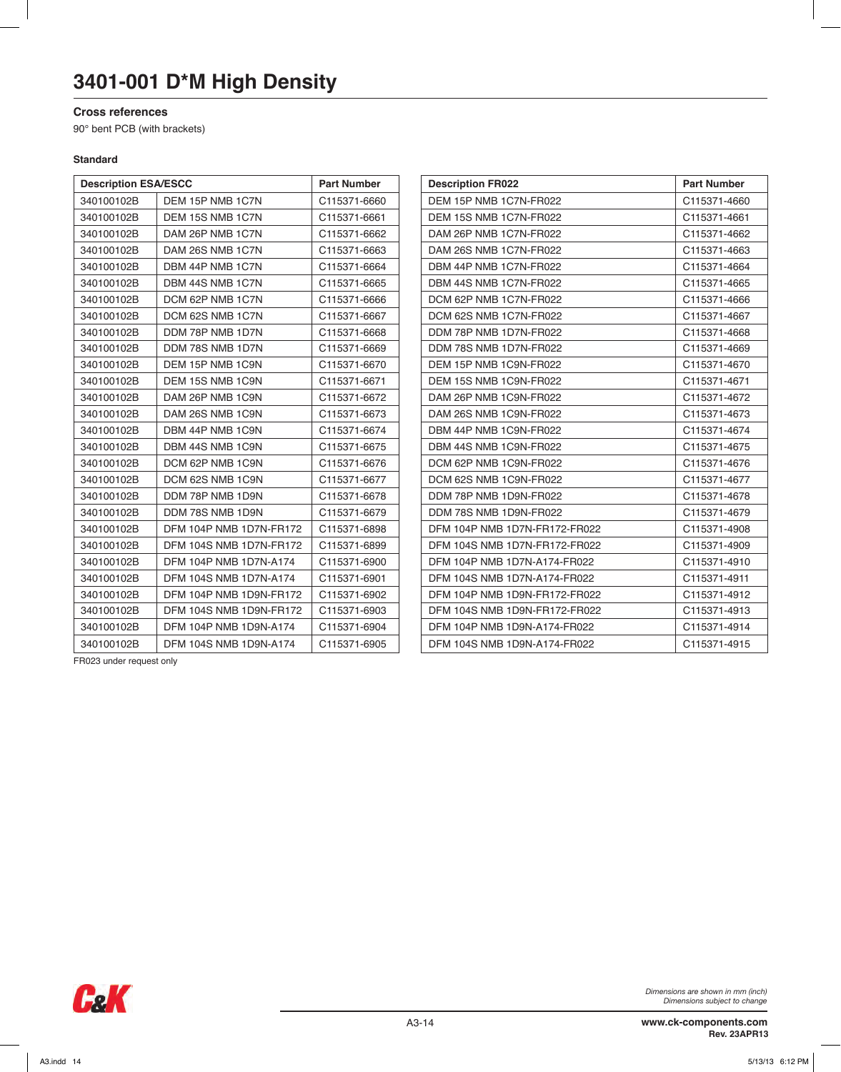# 3401-001 D*M High Density

### Cross references

90° bent PCB (with brackets)

**Standard**

| Description ESA/ESCC | | Part Number |
|---|---|---|
| 340100102B | DEM 15P NMB 1C7N | C115371-6660 |
| 340100102B | DEM 15S NMB 1C7N | C115371-6661 |
| 340100102B | DAM 26P NMB 1C7N | C115371-6662 |
| 340100102B | DAM 26S NMB 1C7N | C115371-6663 |
| 340100102B | DBM 44P NMB 1C7N | C115371-6664 |
| 340100102B | DBM 44S NMB 1C7N | C115371-6665 |
| 340100102B | DCM 62P NMB 1C7N | C115371-6666 |
| 340100102B | DCM 62S NMB 1C7N | C115371-6667 |
| 340100102B | DDM 78P NMB 1D7N | C115371-6668 |
| 340100102B | DDM 78S NMB 1D7N | C115371-6669 |
| 340100102B | DEM 15P NMB 1C9N | C115371-6670 |
| 340100102B | DEM 15S NMB 1C9N | C115371-6671 |
| 340100102B | DAM 26P NMB 1C9N | C115371-6672 |
| 340100102B | DAM 26S NMB 1C9N | C115371-6673 |
| 340100102B | DBM 44P NMB 1C9N | C115371-6674 |
| 340100102B | DBM 44S NMB 1C9N | C115371-6675 |
| 340100102B | DCM 62P NMB 1C9N | C115371-6676 |
| 340100102B | DCM 62S NMB 1C9N | C115371-6677 |
| 340100102B | DDM 78P NMB 1D9N | C115371-6678 |
| 340100102B | DDM 78S NMB 1D9N | C115371-6679 |
| 340100102B | DFM 104P NMB 1D7N-FR172 | C115371-6898 |
| 340100102B | DFM 104S NMB 1D7N-FR172 | C115371-6899 |
| 340100102B | DFM 104P NMB 1D7N-A174 | C115371-6900 |
| 340100102B | DFM 104S NMB 1D7N-A174 | C115371-6901 |
| 340100102B | DFM 104P NMB 1D9N-FR172 | C115371-6902 |
| 340100102B | DFM 104S NMB 1D9N-FR172 | C115371-6903 |
| 340100102B | DFM 104P NMB 1D9N-A174 | C115371-6904 |
| 340100102B | DFM 104S NMB 1D9N-A174 | C115371-6905 |

FR023 under request only

| Description FR022 | Part Number |
|---|---|
| DEM 15P NMB 1C7N-FR022 | C115371-4660 |
| DEM 15S NMB 1C7N-FR022 | C115371-4661 |
| DAM 26P NMB 1C7N-FR022 | C115371-4662 |
| DAM 26S NMB 1C7N-FR022 | C115371-4663 |
| DBM 44P NMB 1C7N-FR022 | C115371-4664 |
| DBM 44S NMB 1C7N-FR022 | C115371-4665 |
| DCM 62P NMB 1C7N-FR022 | C115371-4666 |
| DCM 62S NMB 1C7N-FR022 | C115371-4667 |
| DDM 78P NMB 1D7N-FR022 | C115371-4668 |
| DDM 78S NMB 1D7N-FR022 | C115371-4669 |
| DEM 15P NMB 1C9N-FR022 | C115371-4670 |
| DEM 15S NMB 1C9N-FR022 | C115371-4671 |
| DAM 26P NMB 1C9N-FR022 | C115371-4672 |
| DAM 26S NMB 1C9N-FR022 | C115371-4673 |
| DBM 44P NMB 1C9N-FR022 | C115371-4674 |
| DBM 44S NMB 1C9N-FR022 | C115371-4675 |
| DCM 62P NMB 1C9N-FR022 | C115371-4676 |
| DCM 62S NMB 1C9N-FR022 | C115371-4677 |
| DDM 78P NMB 1D9N-FR022 | C115371-4678 |
| DDM 78S NMB 1D9N-FR022 | C115371-4679 |
| DFM 104P NMB 1D7N-FR172-FR022 | C115371-4908 |
| DFM 104S NMB 1D7N-FR172-FR022 | C115371-4909 |
| DFM 104P NMB 1D7N-A174-FR022 | C115371-4910 |
| DFM 104S NMB 1D7N-A174-FR022 | C115371-4911 |
| DFM 104P NMB 1D9N-FR172-FR022 | C115371-4912 |
| DFM 104S NMB 1D9N-FR172-FR022 | C115371-4913 |
| DFM 104P NMB 1D9N-A174-FR022 | C115371-4914 |
| DFM 104S NMB 1D9N-A174-FR022 | C115371-4915 |

*Dimensions are shown in mm (inch)*
*Dimensions subject to change*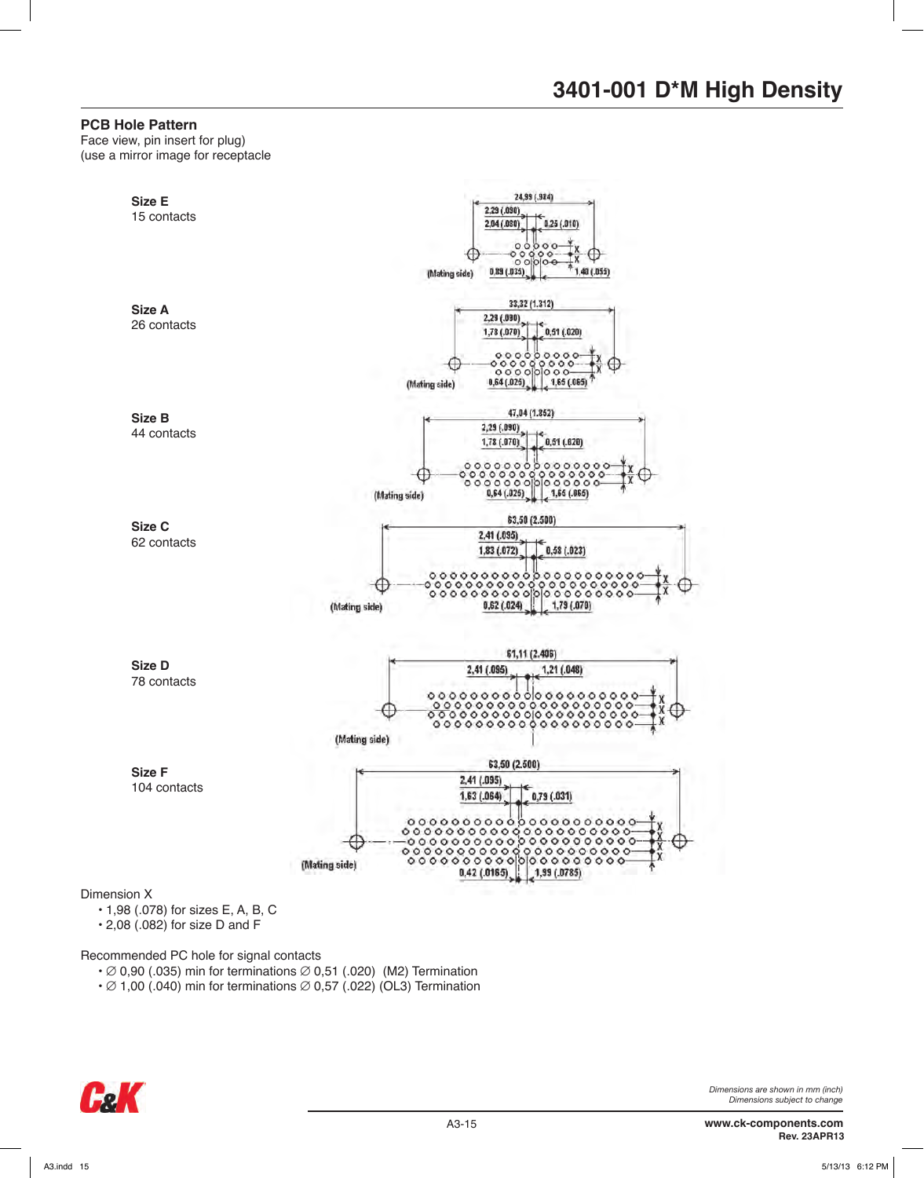# 3401-001 D*M High Density

## PCB Hole Pattern

Face view, pin insert for plug)
(use a mirror image for receptacle

**Size E**
15 contacts

24,99 (.984)
2,29 (.090)
2,04 (.080)
0,25 (.010)
X
X
(Mating side)
0,89 (.035)
1,40 (.055)

**Size A**
26 contacts

33,32 (1.312)
2,29 (.090)
1,78 (.070)
0,51 (.020)
X
X
(Mating side)
0,64 (.025)
1,65 (.065)

**Size B**
44 contacts

47,04 (1.852)
2,29 (.090)
1,78 (.070)
0,51 (.020)
X
X
(Mating side)
0,64 (.025)
1,65 (.065)

**Size C**
62 contacts

63,50 (2.500)
2,41 (.095)
1,83 (.072)
0,58 (.023)
X
X
(Mating side)
0,62 (.024)
1,79 (.070)

**Size D**
78 contacts

61,11 (2.406)
2,41 (.095)
1,21 (.048)
X
X
X
(Mating side)

**Size F**
104 contacts

63,50 (2.500)
2,41 (.095)
1,63 (.064)
0,79 (.031)
X
X
X
X
(Mating side)
0,42 (.0165)
1,99 (.0785)

Dimension X

- 1,98 (.078) for sizes E, A, B, C
- 2,08 (.082) for size D and F

Recommended PC hole for signal contacts

- ∅ 0,90 (.035) min for terminations ∅ 0,51 (.020) (M2) Termination
- ∅ 1,00 (.040) min for terminations ∅ 0,57 (.022) (OL3) Termination

*Dimensions are shown in mm (inch)*
*Dimensions subject to change*

www.ck-components.com
Rev. 23APR13